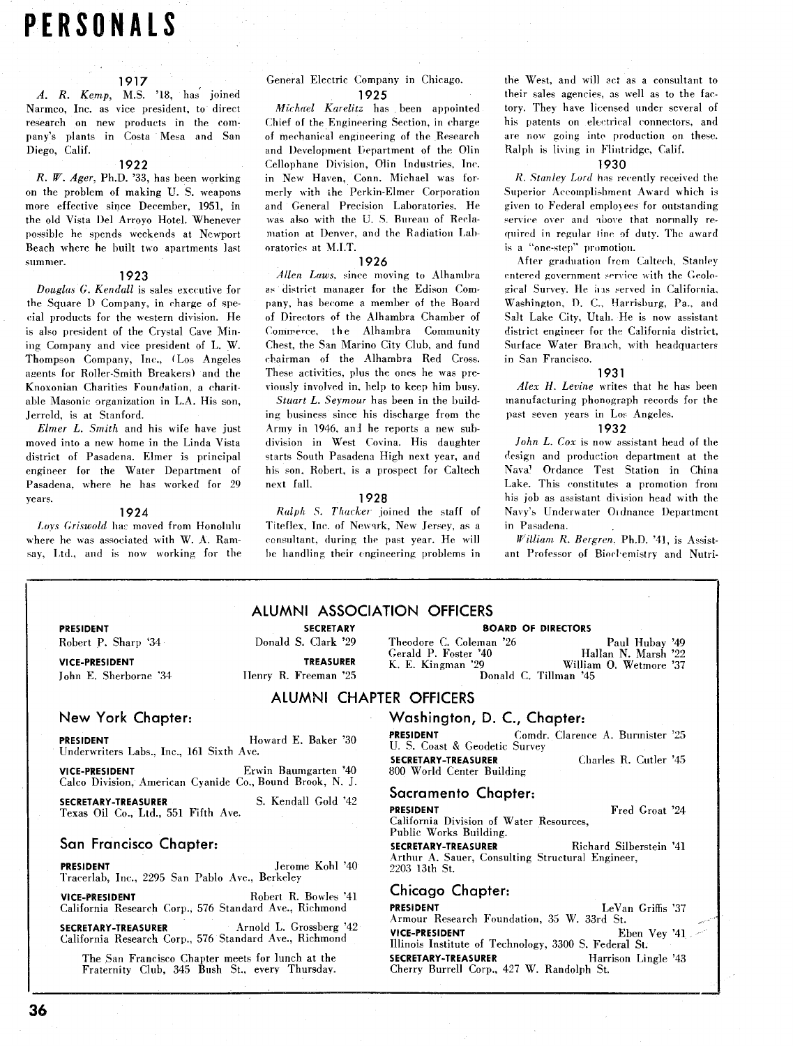# PERSONALS

### 1917

*A. R. Kemp,* M.S. '18, has joined Narmco, Inc. as vice president, to direct research on new products in the company's plants in Costa Mesa and San Diego, Calif.

### 1922

*R. W. Ager,* Ph.D. '33, has been working on the problem of making U. S. weapons more effective since December, 1951, in the old Vista Del Arroyo Hotel. Whenever possible he spends weekends at Newport Beach where he built two apartments last summer.

### 1923

*Douglas G. Kendall* is sales executive for the Square D Company, in charge of special products for the western division. He is also president of the Crystal Cave Mining Company and vice president of L. W. Thompson Company, Inc., (Los Angeles agents for Roller-Smith Breakers) and the Knoxonian Charities Foundation, a charitable Masonic organization in L.A. His son, Jerrold, is at Stanford.

*Elmer L. Smith* and his wife have just moved into a new home in the Linda Vista district of Pasadena. Elmer is principal engineer for the Water Department of Pasadena, where he has worked for 29 years.

### 1924

*Loys Griswold* has moved from Honolulu where he was associated with W. A. Ramsay, Ltd., and is now working for the General Electric Company in Chicago.

### 1925

*Michael Karelitz* has been appointed Chief of the Engineering Section, in charge of mechanical engineering of the Research and Development Department of the Olin Cellophane Division, Olin Industries, Inc. in New Haven, Conn. Michael was formerly with the Perkin-Elmer Corporation and General Precision Laboratories. He was also with the U. S. Bureau of Reclamation at Denver, and the Radiation Laboratories at M.I.T.

### 1926

*Allen Laws,* since moving to Alhambra as district manager for the Edison Company, has become a member of the Board of Directors of the Alhambra Chamber of Commerce, the Alhambra Community Chest, the San Marino City Club, and fund chairman of the Alhambra Red Cross. These activities, plus the ones he was previously involved in, help to keep him busy.

*Stuart L. Seymour* has been in the building business since his discharge from the Army in 1946, and he reports a new subdivision in West Covina. His daughter starts South Pasadena High next year, and his son, Robert, is a prospect for Caltech next fall.

### 1928

*Ralph S. Thacker* joined the staff of Titeflex, Inc. of Newark, New Jersey, as a consultant, during the past year. He will be handling their engineering problems in the West, and will act as a consultant to their sales agencies, as well as to the factory. They have licensed under several of his patents on electrical connectors, and are now going into production on these. Ralph is living in Flintridge, Calif.

### 1930

*R. Stanley Lord* has recently received the Superior Accomplishment Award which is given to Federal employees for outstanding service over and above that normally required in regular line of duty. The award is a "one-step" promotion.

After graduation from Caltech, Stanley entered government service with the Geological Survey. He has served in California, Washington, D. C., Harrisburg, Pa., and Salt Lake City, Utah. He is now assistant district engineer for the California district, Surface Water Branch, with headquarters in San Francisco.

### 1931

*Alex H. Levine* writes that he has been manufacturing phonograph records for the past seven years in Los Angeles.

### 1932

*John L. Cox* is now assistant head of the design and production department at the Naval Ordance Test Station in China Lake. This constitutes a promotion from his job as assistant division head with the Navy's Underwater Ordnance Department in Pasadena.

*William R. Bergren,* Ph.D. '41, is Assistant Professor of Biochemistry and Nutri-

## ALUMNI ASSOCIATION OFFICERS

**PRESIDENT**
Robert P. Sharp '34

**VICE-PRESIDENT**
John E. Sherborne '34

**SECRETARY**
Donald S. Clark '29

**TREASURER**
Henry R. Freeman '25

**BOARD OF DIRECTORS**
Theodore C. Coleman '26
Gerald P. Foster '40
K. E. Kingman '29
Paul Hubay '49
Hallan N. Marsh '22
William O. Wetmore '37
Donald C. Tillman '45

## ALUMNI CHAPTER OFFICERS

### New York Chapter:

**PRESIDENT** Howard E. Baker '30
Underwriters Labs., Inc., 161 Sixth Ave.

**VICE-PRESIDENT** Erwin Baumgarten '40
Calco Division, American Cyanide Co., Bound Brook, N. J.

**SECRETARY-TREASURER** S. Kendall Gold '42
Texas Oil Co., Ltd., 551 Fifth Ave.

### San Francisco Chapter:

**PRESIDENT** Jerome Kohl '40
Tracerlab, Inc., 2295 San Pablo Ave., Berkeley

**VICE-PRESIDENT** Robert R. Bowles '41
California Research Corp., 576 Standard Ave., Richmond

**SECRETARY-TREASURER** Arnold L. Grossberg '42
California Research Corp., 576 Standard Ave., Richmond

The San Francisco Chapter meets for lunch at the Fraternity Club, 345 Bush St., every Thursday.

### Washington, D. C., Chapter:

**PRESIDENT** Comdr. Clarence A. Burmister '25
U. S. Coast & Geodetic Survey

**SECRETARY-TREASURER** Charles R. Cutler '45
800 World Center Building

### Sacramento Chapter:

**PRESIDENT** Fred Groat '24
California Division of Water Resources, Public Works Building.

**SECRETARY-TREASURER** Richard Silberstein '41
Arthur A. Sauer, Consulting Structural Engineer, 2203 13th St.

### Chicago Chapter:

**PRESIDENT** LeVan Griffis '37
Armour Research Foundation, 35 W. 33rd St.

**VICE-PRESIDENT** Eben Vey '41
Illinois Institute of Technology, 3300 S. Federal St.

**SECRETARY-TREASURER** Harrison Lingle '43
Cherry Burrell Corp., 427 W. Randolph St.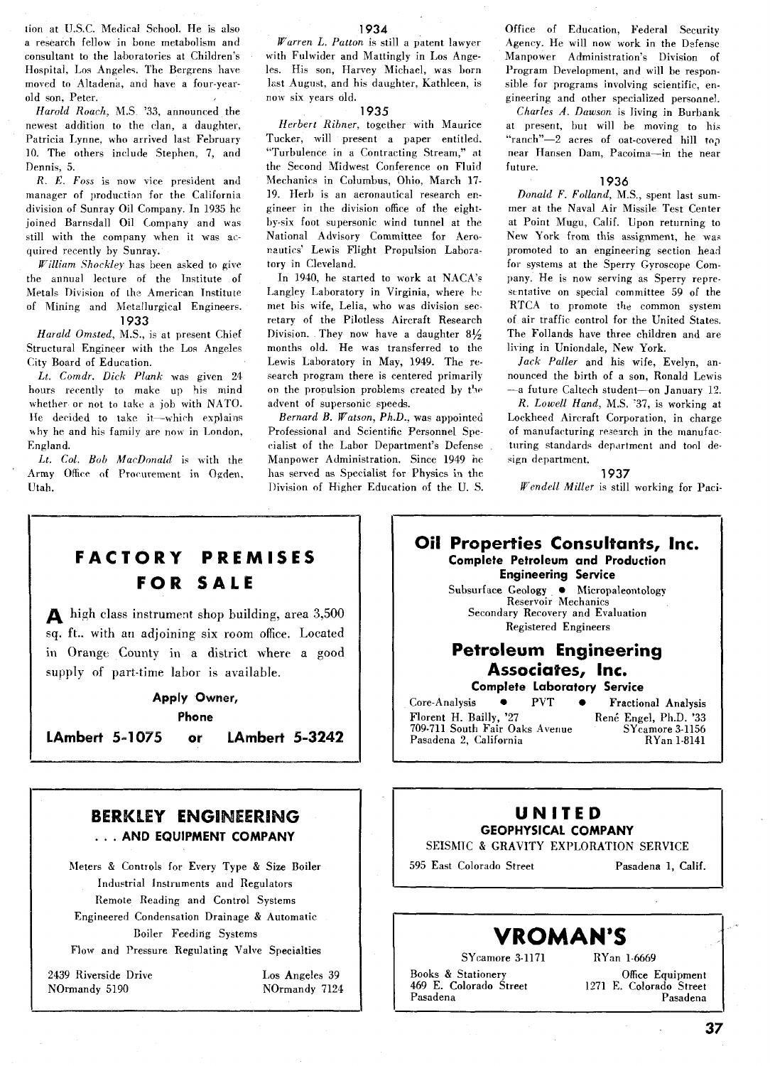tion at U.S.C. Medical School. He is also a research fellow in bone metabolism and consultant to the laboratories at Children's Hospital, Los Angeles. The Bergrens have moved to Altadena, and have a four-year-old son, Peter.

*Harold Roach,* M.S. '33, announced the newest addition to the clan, a daughter, Patricia Lynne, who arrived last February 10. The others include Stephen, 7, and Dennis, 5.

*R. E. Foss* is now vice president and manager of production for the California division of Sunray Oil Company. In 1935 he joined Barnsdall Oil Company and was still with the company when it was acquired recently by Sunray.

*William Shockley* has been asked to give the annual lecture of the Institute of Metals Division of the American Institute of Mining and Metallurgical Engineers.

### 1933

*Harald Omsted,* M.S., is at present Chief Structural Engineer with the Los Angeles City Board of Education.

*Lt. Comdr. Dick Plank* was given 24 hours recently to make up his mind whether or not to take a job with NATO. He decided to take it—which explains why he and his family are now in London, England.

*Lt. Col. Bob MacDonald* is with the Army Office of Procurement in Ogden, Utah.

### 1934

*Warren L. Patton* is still a patent lawyer with Fulwider and Mattingly in Los Angeles. His son, Harvey Michael, was born last August, and his daughter, Kathleen, is now six years old.

### 1935

*Herbert Ribner,* together with Maurice Tucker, will present a paper entitled, "Turbulence in a Contracting Stream," at the Second Midwest Conference on Fluid Mechanics in Columbus, Ohio, March 17-19. Herb is an aeronautical research engineer in the division office of the eight-by-six foot supersonic wind tunnel at the National Advisory Committee for Aeronautics' Lewis Flight Propulsion Laboratory in Cleveland.

In 1940, he started to work at NACA's Langley Laboratory in Virginia, where he met his wife, Lelia, who was division secretary of the Pilotless Aircraft Research Division. They now have a daughter 8½ months old. He was transferred to the Lewis Laboratory in May, 1949. The research program there is centered primarily on the propulsion problems created by the advent of supersonic speeds.

*Bernard B. Watson, Ph.D.,* was appointed Professional and Scientific Personnel Specialist of the Labor Department's Defense Manpower Administration. Since 1949 he has served as Specialist for Physics in the Division of Higher Education of the U. S. Office of Education, Federal Security Agency. He will now work in the Defense Manpower Administration's Division of Program Development, and will be responsible for programs involving scientific, engineering and other specialized personnel.

*Charles A. Dawson* is living in Burbank at present, but will be moving to his "ranch"—2 acres of oat-covered hill top near Hansen Dam, Pacoima—in the near future.

### 1936

*Donald F. Folland,* M.S., spent last summer at the Naval Air Missile Test Center at Point Mugu, Calif. Upon returning to New York from this assignment, he was promoted to an engineering section head for systems at the Sperry Gyroscope Company. He is now serving as Sperry representative on special committee 59 of the RTCA to promote the common system of air traffic control for the United States. The Follands have three children and are living in Uniondale, New York.

*Jack Paller* and his wife, Evelyn, announced the birth of a son, Ronald Lewis—a future Caltech student—on January 12.

*R. Lowell Hand,* M.S. '37, is working at Lockheed Aircraft Corporation, in charge of manufacturing research in the manufacturing standards department and tool design department.

### 1937

*Wendell Miller* is still working for Paci-

---

## FACTORY PREMISES FOR SALE

A high class instrument shop building, area 3,500 sq. ft., with an adjoining six room office. Located in Orange County in a district where a good supply of part-time labor is available.

**Apply Owner,**
**Phone**
**LAmbert 5-1075 or LAmbert 5-3242**

---

## Oil Properties Consultants, Inc.

**Complete Petroleum and Production Engineering Service**

Subsurface Geology • Micropaleontology
Reservoir Mechanics
Secondary Recovery and Evaluation
Registered Engineers

## Petroleum Engineering Associates, Inc.

**Complete Laboratory Service**

Core-Analysis • PVT • Fractional Analysis

Florent H. Bailly, '27 — René Engel, Ph.D. '33
709-711 South Fair Oaks Avenue — SYcamore 3-1156
Pasadena 2, California — RYan 1-8141

---

## BERKLEY ENGINEERING
### . . . AND EQUIPMENT COMPANY

Meters & Controls for Every Type & Size Boiler
Industrial Instruments and Regulators
Remote Reading and Control Systems
Engineered Condensation Drainage & Automatic Boiler Feeding Systems
Flow and Pressure Regulating Valve Specialties

2439 Riverside Drive — Los Angeles 39
NOrmandy 5190 — NOrmandy 7124

---

## UNITED
### GEOPHYSICAL COMPANY

SEISMIC & GRAVITY EXPLORATION SERVICE

595 East Colorado Street — Pasadena 1, Calif.

---

## VROMAN'S

SYcamore 3-1171 — RYan 1-6669

Books & Stationery — Office Equipment
469 E. Colorado Street — 1271 E. Colorado Street
Pasadena — Pasadena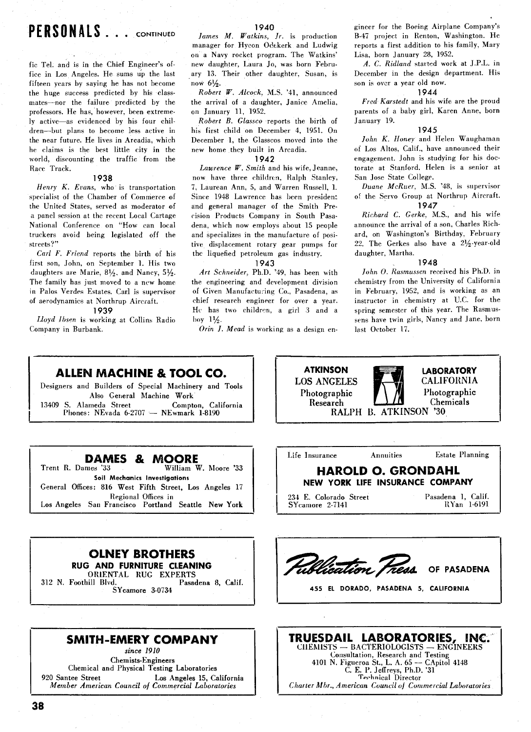## PERSONALS . . . CONTINUED

fic Tel. and is in the Chief Engineer's office in Los Angeles. He sums up the last fifteen years by saying he has not become the huge success predicted by his classmates—nor the failure predicted by the professors. He has, however, been extremely active—as evidenced by his four children—but plans to become less active in the near future. He lives in Arcadia, which he claims is the best little city in the world, discounting the traffic from the Race Track.

### 1938

*Henry K. Evans,* who is transportation specialist of the Chamber of Commerce of the United States, served as moderator of a panel session at the recent Local Cartage National Conference on "How can local truckers avoid being legislated off the streets?"

*Carl F. Friend* reports the birth of his first son, John, on September 1. His two daughters are Marie, 8½, and Nancy, 5½. The family has just moved to a new home in Palos Verdes Estates. Carl is supervisor of aerodynamics at Northrup Aircraft.

### 1939

*Lloyd Ibsen* is working at Collins Radio Company in Burbank.

### 1940

*James M. Watkins, Jr.* is production manager for Hycon Odekerk and Ludwig on a Navy rocket program. The Watkins' new daughter, Laura Jo, was born February 13. Their other daughter, Susan, is now 6½.

*Robert W. Alcock,* M.S. '41, announced the arrival of a daughter, Janice Amelia, on January 11, 1952.

*Robert B. Glassco* reports the birth of his first child on December 4, 1951. On December 1, the Glasscos moved into the new home they built in Arcadia.

### 1942

*Lawrence W. Smith* and his wife, Jeanne, now have three children, Ralph Stanley, 7, Laurean Ann, 5, and Warren Russell, 1. Since 1948 Lawrence has been president and general manager of the Smith Precision Products Company in South Pasadena, which now employs about 15 people and specializes in the manufacture of positive displacement rotary gear pumps for the liquefied petroleum gas industry.

### 1943

*Art Schneider,* Ph.D. '49, has been with the engineering and development division of Given Manufacturing Co., Pasadena, as chief research engineer for over a year. He has two children, a girl 3 and a boy 1½.

*Orin J. Mead* is working as a design engineer for the Boeing Airplane Company's B-47 project in Renton, Washington. He reports a first addition to his family, Mary Lisa, born January 28, 1952.

*A. C. Ridland* started work at J.P.L. in December in the design department. His son is over a year old now.

### 1944

*Fred Karstedt* and his wife are the proud parents of a baby girl, Karen Anne, born January 19.

### 1945

*John K. Honey* and Helen Waughaman of Los Altos, Calif., have announced their engagement. John is studying for his doctorate at Stanford. Helen is a senior at San Jose State College.

*Duane McRuer,* M.S. '48, is supervisor of the Servo Group at Northrup Aircraft.

### 1947

*Richard C. Gerke,* M.S., and his wife announce the arrival of a son, Charles Richard, on Washington's Birthday, February 22. The Gerkes also have a 2½-year-old daughter, Martha.

### 1948

*John O. Rasmussen* received his Ph.D. in chemistry from the University of California in February, 1952, and is working as an instructor in chemistry at U.C. for the spring semester of this year. The Rasmussens have twin girls, Nancy and Jane, born last October 17.

---

**ALLEN MACHINE & TOOL CO.**
Designers and Builders of Special Machinery and Tools
Also General Machine Work
13409 S. Alameda Street — Compton, California
Phones: NEvada 6-2707 — NEwmark 1-8190

---

**ATKINSON** — **LABORATORY**
LOS ANGELES — CALIFORNIA
Photographic Research — Photographic Chemicals
RALPH B. ATKINSON '30

---

**DAMES & MOORE**
Trent R. Dames '33 — William W. Moore '33
**Soil Mechanics Investigations**
General Offices: 816 West Fifth Street, Los Angeles 17
Regional Offices in
Los Angeles San Francisco Portland Seattle New York

---

Life Insurance — Annuities — Estate Planning
**HAROLD O. GRONDAHL**
**NEW YORK LIFE INSURANCE COMPANY**
234 E. Colorado Street — Pasadena 1, Calif.
SYcamore 2-7141 — RYan 1-6191

---

**OLNEY BROTHERS**
**RUG AND FURNITURE CLEANING**
ORIENTAL RUG EXPERTS
312 N. Foothill Blvd. — Pasadena 8, Calif.
SYcamore 3-0734

---

**Publication Press OF PASADENA**
455 EL DORADO, PASADENA 5, CALIFORNIA

---

**SMITH-EMERY COMPANY**
*since 1910*
Chemists-Engineers
Chemical and Physical Testing Laboratories
920 Santee Street — Los Angeles 15, California
*Member American Council of Commercial Laboratories*

---

**TRUESDAIL LABORATORIES, INC.**
CHEMISTS — BACTERIOLOGISTS — ENGINEERS
Consultation, Research and Testing
4101 N. Figueroa St., L. A. 65 — CApitol 4148
C. E. P. Jeffreys, Ph.D. '31
Technical Director
*Charter Mbr., American Council of Commercial Laboratories*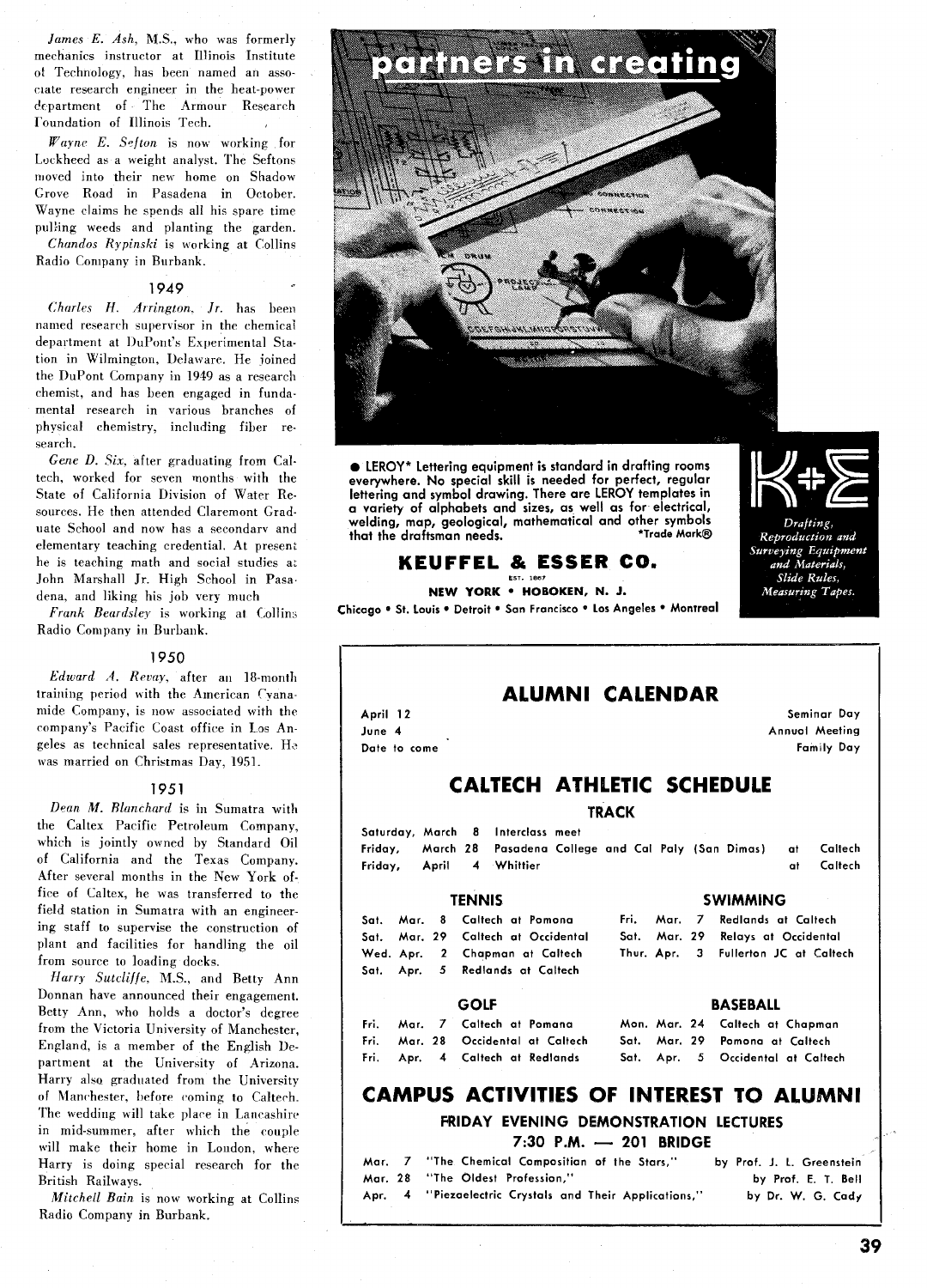*James E. Ash*, M.S., who was formerly mechanics instructor at Illinois Institute of Technology, has been named an associate research engineer in the heat-power department of The Armour Research Foundation of Illinois Tech.

*Wayne E. Sefton* is now working for Lockheed as a weight analyst. The Seftons moved into their new home on Shadow Grove Road in Pasadena in October. Wayne claims he spends all his spare time pulling weeds and planting the garden.

*Chandos Rypinski* is working at Collins Radio Company in Burbank.

### 1949

*Charles H. Arrington, Jr.* has been named research supervisor in the chemical department at DuPont's Experimental Station in Wilmington, Delaware. He joined the DuPont Company in 1949 as a research chemist, and has been engaged in fundamental research in various branches of physical chemistry, including fiber research.

*Gene D. Six*, after graduating from Caltech, worked for seven months with the State of California Division of Water Resources. He then attended Claremont Graduate School and now has a secondary and elementary teaching credential. At present he is teaching math and social studies at John Marshall Jr. High School in Pasadena, and liking his job very much

*Frank Beardsley* is working at Collins Radio Company in Burbank.

### 1950

*Edward A. Revay*, after an 18-month training period with the American Cyanamide Company, is now associated with the company's Pacific Coast office in Los Angeles as technical sales representative. He was married on Christmas Day, 1951.

### 1951

*Dean M. Blanchard* is in Sumatra with the Caltex Pacific Petroleum Company, which is jointly owned by Standard Oil of California and the Texas Company. After several months in the New York office of Caltex, he was transferred to the field station in Sumatra with an engineering staff to supervise the construction of plant and facilities for handling the oil from source to loading docks.

*Harry Sutcliffe*, M.S., and Betty Ann Donnan have announced their engagement. Betty Ann, who holds a doctor's degree from the Victoria University of Manchester, England, is a member of the English Department at the University of Arizona. Harry also graduated from the University of Manchester, before coming to Caltech. The wedding will take place in Lancashire in mid-summer, after which the couple will make their home in London, where Harry is doing special research for the British Railways.

*Mitchell Bain* is now working at Collins Radio Company in Burbank.

---

**partners in creating**

● LEROY* Lettering equipment is standard in drafting rooms everywhere. No special skill is needed for perfect, regular lettering and symbol drawing. There are LEROY templates in a variety of alphabets and sizes, as well as for electrical, welding, map, geological, mathematical and other symbols that the draftsman needs. *Trade Mark®

**KEUFFEL & ESSER CO.**

EST. 1867

NEW YORK • HOBOKEN, N. J.

Chicago • St. Louis • Detroit • San Francisco • Los Angeles • Montreal

K+E

*Drafting, Reproduction and Surveying Equipment and Materials, Slide Rules, Measuring Tapes.*

---

## ALUMNI CALENDAR

| | |
|---|---|
| April 12 | Seminar Day |
| June 4 | Annual Meeting |
| Date to come | Family Day |

## CALTECH ATHLETIC SCHEDULE

### TRACK

| | | |
|---|---|---|
| Saturday, March 8 | Interclass meet | |
| Friday, March 28 | Pasadena College and Cal Poly (San Dimas) | at Caltech |
| Friday, April 4 | Whittier | at Caltech |

### TENNIS

| | |
|---|---|
| Sat. Mar. 8 | Caltech at Pomona |
| Sat. Mar. 29 | Caltech at Occidental |
| Wed. Apr. 2 | Chapman at Caltech |
| Sat. Apr. 5 | Redlands at Caltech |

### SWIMMING

| | |
|---|---|
| Fri. Mar. 7 | Redlands at Caltech |
| Sat. Mar. 29 | Relays at Occidental |
| Thur. Apr. 3 | Fullerton JC at Caltech |

### GOLF

| | |
|---|---|
| Fri. Mar. 7 | Caltech at Pomona |
| Fri. Mar. 28 | Occidental at Caltech |
| Fri. Apr. 4 | Caltech at Redlands |

### BASEBALL

| | |
|---|---|
| Mon. Mar. 24 | Caltech at Chapman |
| Sat. Mar. 29 | Pomona at Caltech |
| Sat. Apr. 5 | Occidental at Caltech |

## CAMPUS ACTIVITIES OF INTEREST TO ALUMNI

### FRIDAY EVENING DEMONSTRATION LECTURES

### 7:30 P.M. — 201 BRIDGE

| | | |
|---|---|---|
| Mar. 7 | "The Chemical Composition of the Stars," | by Prof. J. L. Greenstein |
| Mar. 28 | "The Oldest Profession," | by Prof. E. T. Bell |
| Apr. 4 | "Piezoelectric Crystals and Their Applications," | by Dr. W. G. Cady |